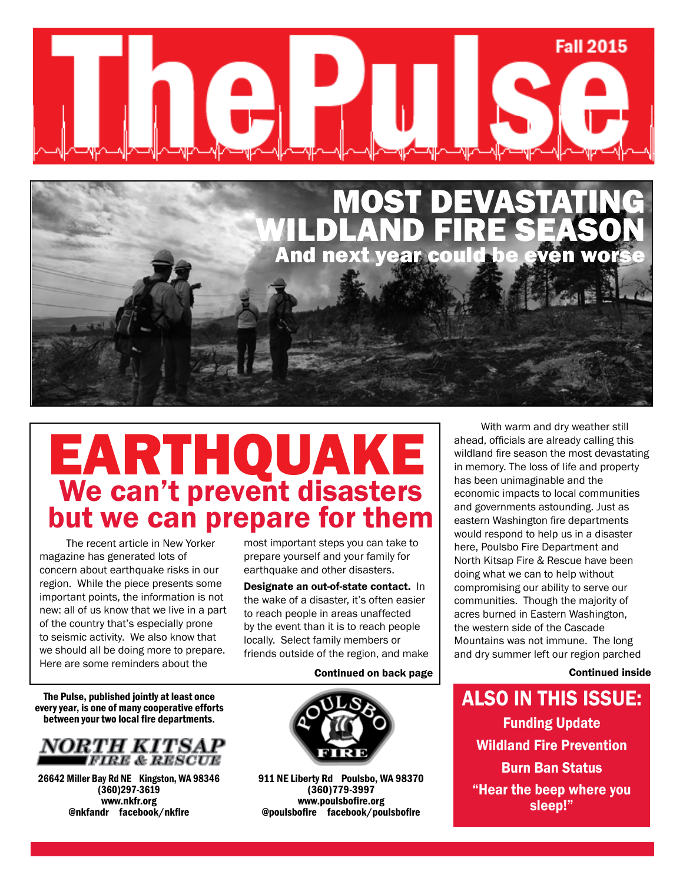# The Pulse

Fall 2015

## MOST DEVASTATING WILDLAND FIRE SEASON

### And next year could be even worse

With warm and dry weather still ahead, officials are already calling this wildland fire season the most devastating in memory. The loss of life and property has been unimaginable and the economic impacts to local communities and governments astounding. Just as eastern Washington fire departments would respond to help us in a disaster here, Poulsbo Fire Department and North Kitsap Fire & Rescue have been doing what we can to help without compromising our ability to serve our communities. Though the majority of acres burned in Eastern Washington, the western side of the Cascade Mountains was not immune. The long and dry summer left our region parched

**Continued inside**

# EARTHQUAKE

## We can't prevent disasters but we can prepare for them

The recent article in New Yorker magazine has generated lots of concern about earthquake risks in our region. While the piece presents some important points, the information is not new: all of us know that we live in a part of the country that's especially prone to seismic activity. We also know that we should all be doing more to prepare. Here are some reminders about the most important steps you can take to prepare yourself and your family for earthquake and other disasters.

**Designate an out-of-state contact.** In the wake of a disaster, it's often easier to reach people in areas unaffected by the event than it is to reach people locally. Select family members or friends outside of the region, and make

**Continued on back page**

## ALSO IN THIS ISSUE:

- Funding Update
- Wildland Fire Prevention
- Burn Ban Status
- "Hear the beep where you sleep!"

**The Pulse, published jointly at least once every year, is one of many cooperative efforts between your two local fire departments.**

**NORTH KITSAP FIRE & RESCUE**
26642 Miller Bay Rd NE Kingston, WA 98346
(360)297-3619
www.nkfr.org
@nkfandr facebook/nkfire

**POULSBO FIRE**
911 NE Liberty Rd Poulsbo, WA 98370
(360)779-3997
www.poulsbofire.org
@poulsbofire facebook/poulsbofire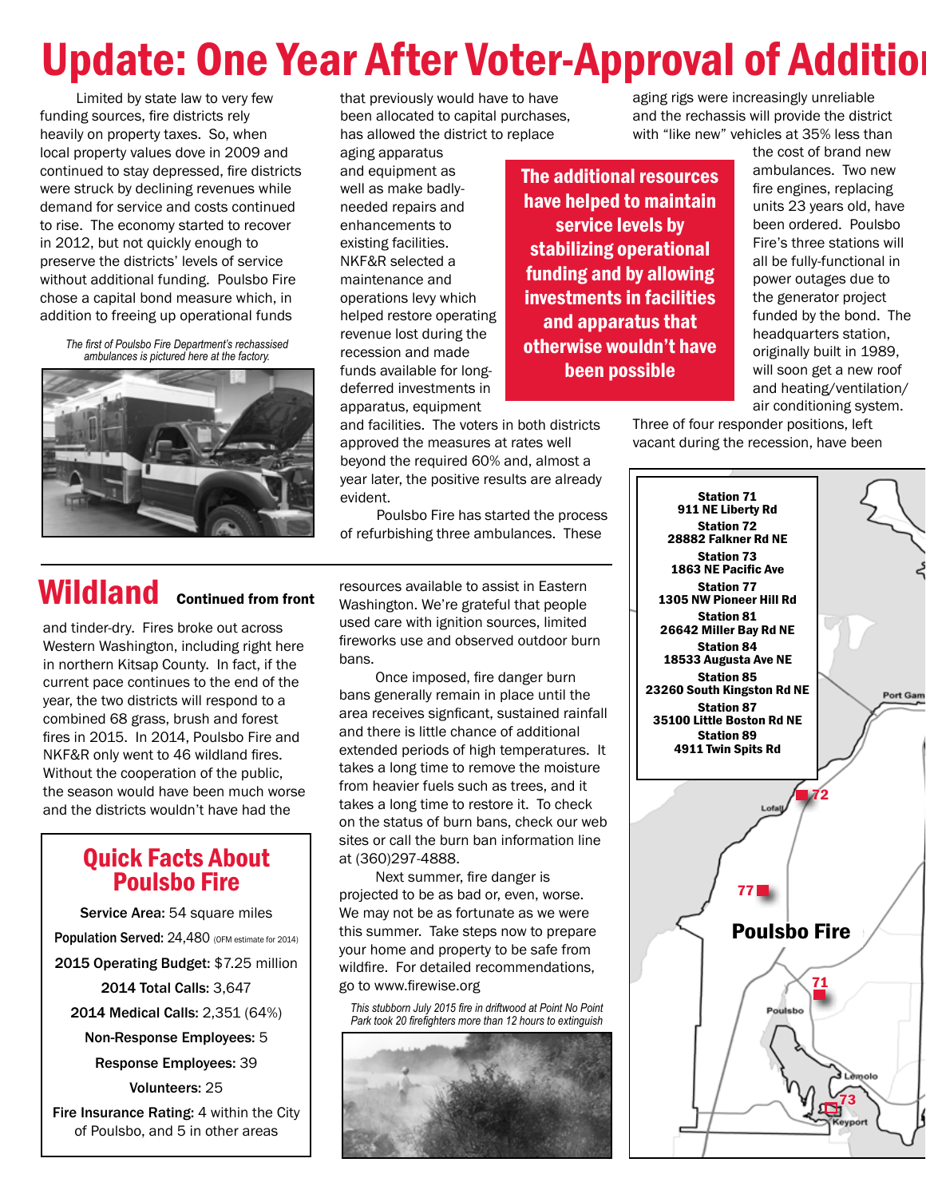# Update: One Year After Voter-Approval of Additio

Limited by state law to very few funding sources, fire districts rely heavily on property taxes. So, when local property values dove in 2009 and continued to stay depressed, fire districts were struck by declining revenues while demand for service and costs continued to rise. The economy started to recover in 2012, but not quickly enough to preserve the districts' levels of service without additional funding. Poulsbo Fire chose a capital bond measure which, in addition to freeing up operational funds that previously would have to have been allocated to capital purchases, has allowed the district to replace aging apparatus and equipment as well as make badly-needed repairs and enhancements to existing facilities. NKF&R selected a maintenance and operations levy which helped restore operating revenue lost during the recession and made funds available for long-deferred investments in apparatus, equipment and facilities. The voters in both districts approved the measures at rates well beyond the required 60% and, almost a year later, the positive results are already evident.

*The first of Poulsbo Fire Department's rechassised ambulances is pictured here at the factory.*

**The additional resources have helped to maintain service levels by stabilizing operational funding and by allowing investments in facilities and apparatus that otherwise wouldn't have been possible**

Poulsbo Fire has started the process of refurbishing three ambulances. These aging rigs were increasingly unreliable and the rechassis will provide the district with "like new" vehicles at 35% less than the cost of brand new ambulances. Two new fire engines, replacing units 23 years old, have been ordered. Poulsbo Fire's three stations will all be fully-functional in power outages due to the generator project funded by the bond. The headquarters station, originally built in 1989, will soon get a new roof and heating/ventilation/air conditioning system. Three of four responder positions, left vacant during the recession, have been

**Station 71**
**911 NE Liberty Rd**
**Station 72**
**28882 Falkner Rd NE**
**Station 73**
**1863 NE Pacific Ave**
**Station 77**
**1305 NW Pioneer Hill Rd**
**Station 81**
**26642 Miller Bay Rd NE**
**Station 84**
**18533 Augusta Ave NE**
**Station 85**
**23260 South Kingston Rd NE**
**Station 87**
**35100 Little Boston Rd NE**
**Station 89**
**4911 Twin Spits Rd**

## Wildland Continued from front

and tinder-dry. Fires broke out across Western Washington, including right here in northern Kitsap County. In fact, if the current pace continues to the end of the year, the two districts will respond to a combined 68 grass, brush and forest fires in 2015. In 2014, Poulsbo Fire and NKF&R only went to 46 wildland fires. Without the cooperation of the public, the season would have been much worse and the districts wouldn't have had the resources available to assist in Eastern Washington. We're grateful that people used care with ignition sources, limited fireworks use and observed outdoor burn bans.

Once imposed, fire danger burn bans generally remain in place until the area receives signficant, sustained rainfall and there is little chance of additional extended periods of high temperatures. It takes a long time to remove the moisture from heavier fuels such as trees, and it takes a long time to restore it. To check on the status of burn bans, check our web sites or call the burn ban information line at (360)297-4888.

Next summer, fire danger is projected to be as bad or, even, worse. We may not be as fortunate as we were this summer. Take steps now to prepare your home and property to be safe from wildfire. For detailed recommendations, go to www.firewise.org

*This stubborn July 2015 fire in driftwood at Point No Point Park took 20 firefighters more than 12 hours to extinguish*

## Quick Facts About Poulsbo Fire

**Service Area:** 54 square miles

**Population Served:** 24,480 (OFM estimate for 2014)

**2015 Operating Budget:** $7.25 million

**2014 Total Calls:** 3,647

**2014 Medical Calls:** 2,351 (64%)

**Non-Response Employees:** 5

**Response Employees:** 39

**Volunteers:** 25

**Fire Insurance Rating:** 4 within the City of Poulsbo, and 5 in other areas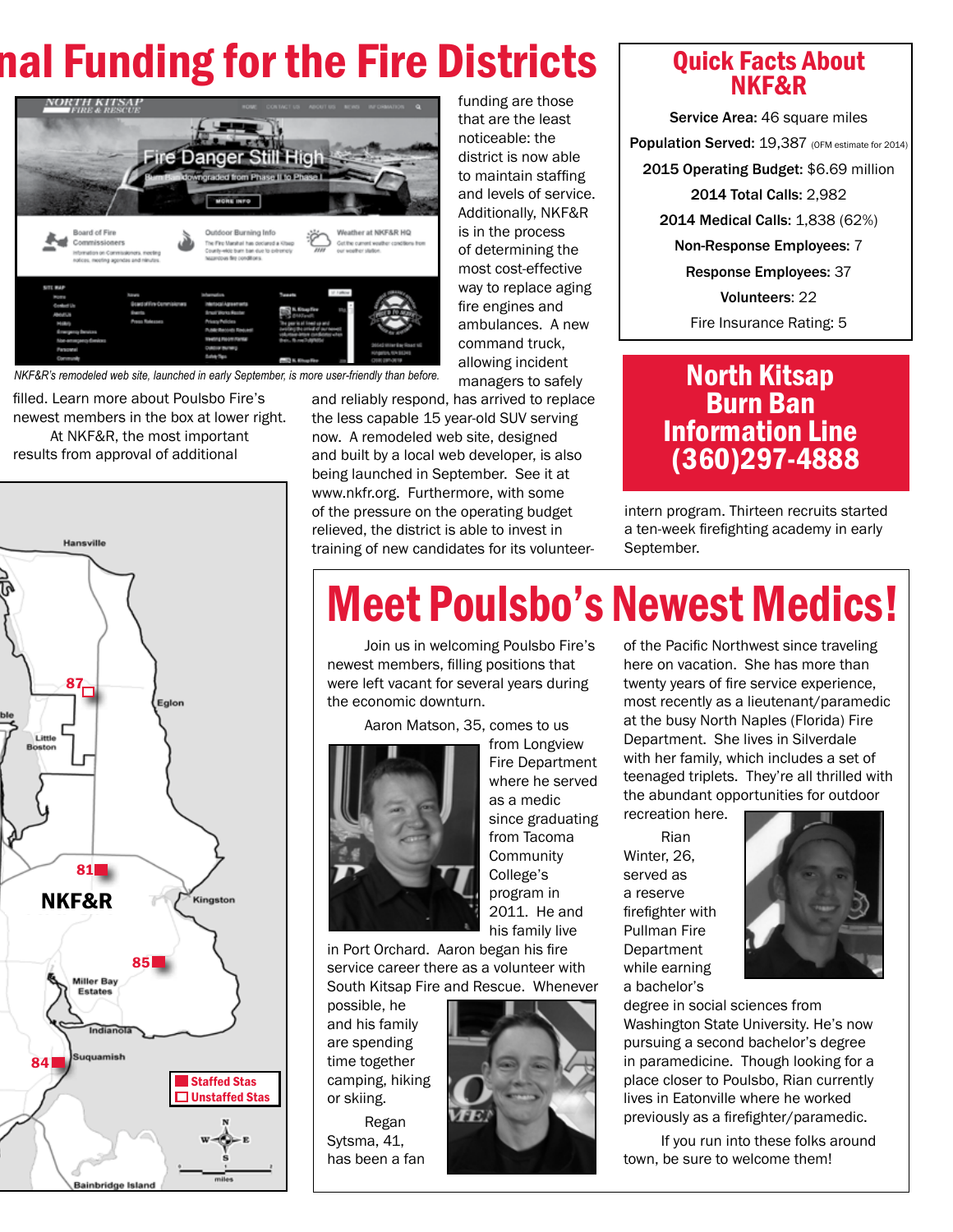# nal Funding for the Fire Districts

*NKF&R's remodeled web site, launched in early September, is more user-friendly than before.*

filled. Learn more about Poulsbo Fire's newest members in the box at lower right.

At NKF&R, the most important results from approval of additional funding are those that are the least noticeable: the district is now able to maintain staffing and levels of service. Additionally, NKF&R is in the process of determining the most cost-effective way to replace aging fire engines and ambulances. A new command truck, allowing incident managers to safely and reliably respond, has arrived to replace the less capable 15 year-old SUV serving now. A remodeled web site, designed and built by a local web developer, is also being launched in September. See it at www.nkfr.org. Furthermore, with some of the pressure on the operating budget relieved, the district is able to invest in training of new candidates for its volunteer-intern program. Thirteen recruits started a ten-week firefighting academy in early September.

Hansville, Eglon, Little Boston, NKF&R, Kingston, Miller Bay Estates, Indianola, Suquamish, Bainbridge Island

87, 81, 85, 84

Staffed Stas
Unstaffed Stas

## Quick Facts About NKF&R

**Service Area:** 46 square miles

**Population Served:** 19,387 (OFM estimate for 2014)

**2015 Operating Budget:** $6.69 million

**2014 Total Calls:** 2,982

**2014 Medical Calls:** 1,838 (62%)

**Non-Response Employees:** 7

**Response Employees:** 37

**Volunteers:** 22

Fire Insurance Rating: 5

## North Kitsap Burn Ban Information Line (360)297-4888

# Meet Poulsbo's Newest Medics!

Join us in welcoming Poulsbo Fire's newest members, filling positions that were left vacant for several years during the economic downturn.

Aaron Matson, 35, comes to us from Longview Fire Department where he served as a medic since graduating from Tacoma Community College's program in 2011. He and his family live in Port Orchard. Aaron began his fire service career there as a volunteer with South Kitsap Fire and Rescue. Whenever possible, he and his family are spending time together camping, hiking or skiing.

Regan Sytsma, 41, has been a fan of the Pacific Northwest since traveling here on vacation. She has more than twenty years of fire service experience, most recently as a lieutenant/paramedic at the busy North Naples (Florida) Fire Department. She lives in Silverdale with her family, which includes a set of teenaged triplets. They're all thrilled with the abundant opportunities for outdoor recreation here.

Rian Winter, 26, served as a reserve firefighter with Pullman Fire Department while earning a bachelor's degree in social sciences from Washington State University. He's now pursuing a second bachelor's degree in paramedicine. Though looking for a place closer to Poulsbo, Rian currently lives in Eatonville where he worked previously as a firefighter/paramedic.

If you run into these folks around town, be sure to welcome them!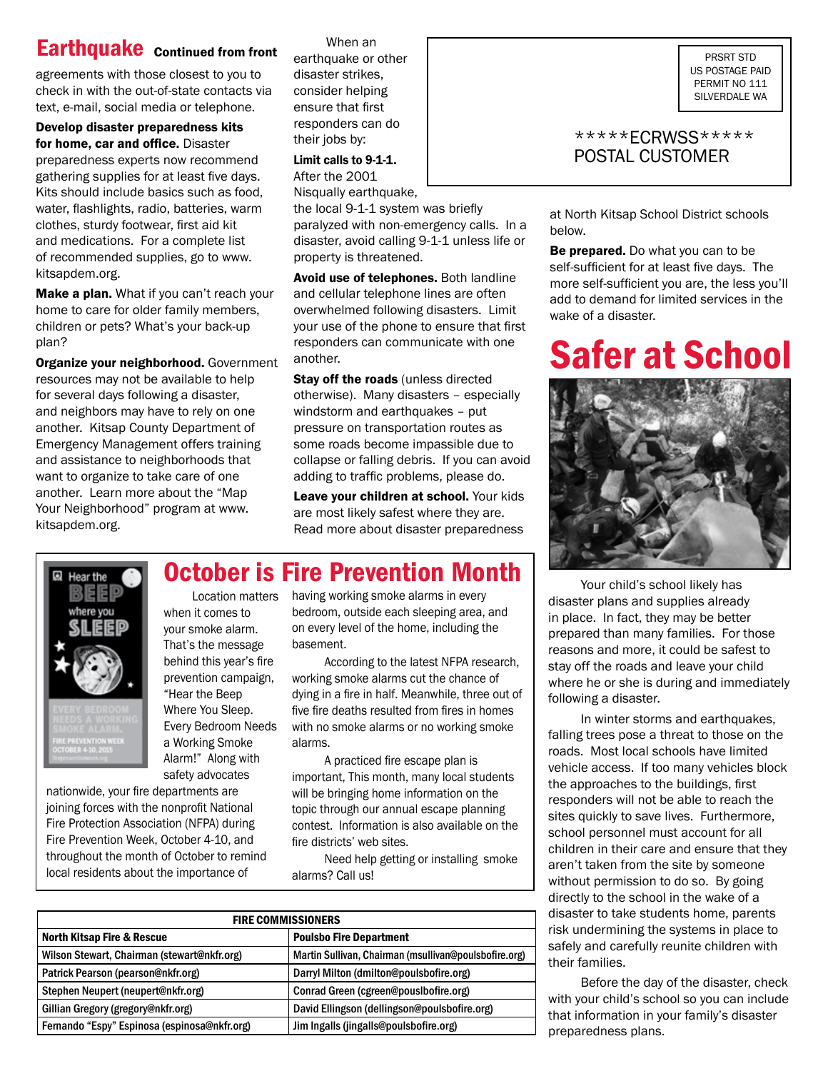## Earthquake Continued from front

agreements with those closest to you to check in with the out-of-state contacts via text, e-mail, social media or telephone.

**Develop disaster preparedness kits for home, car and office.** Disaster preparedness experts now recommend gathering supplies for at least five days. Kits should include basics such as food, water, flashlights, radio, batteries, warm clothes, sturdy footwear, first aid kit and medications. For a complete list of recommended supplies, go to www.kitsapdem.org.

**Make a plan.** What if you can't reach your home to care for older family members, children or pets? What's your back-up plan?

**Organize your neighborhood.** Government resources may not be available to help for several days following a disaster, and neighbors may have to rely on one another. Kitsap County Department of Emergency Management offers training and assistance to neighborhoods that want to organize to take care of one another. Learn more about the "Map Your Neighborhood" program at www.kitsapdem.org.

When an earthquake or other disaster strikes, consider helping ensure that first responders can do their jobs by:

**Limit calls to 9-1-1.** After the 2001 Nisqually earthquake, the local 9-1-1 system was briefly paralyzed with non-emergency calls. In a disaster, avoid calling 9-1-1 unless life or property is threatened.

**Avoid use of telephones.** Both landline and cellular telephone lines are often overwhelmed following disasters. Limit your use of the phone to ensure that first responders can communicate with one another.

**Stay off the roads** (unless directed otherwise). Many disasters – especially windstorm and earthquakes – put pressure on transportation routes as some roads become impassible due to collapse or falling debris. If you can avoid adding to traffic problems, please do.

**Leave your children at school.** Your kids are most likely safest where they are. Read more about disaster preparedness at North Kitsap School District schools below.

**Be prepared.** Do what you can to be self-sufficient for at least five days. The more self-sufficient you are, the less you'll add to demand for limited services in the wake of a disaster.

PRSRT STD
US POSTAGE PAID
PERMIT NO 111
SILVERDALE WA

*****ECRWSS*****
POSTAL CUSTOMER

## October is Fire Prevention Month

Hear the BEEP where you SLEEP
EVERY BEDROOM NEEDS A WORKING SMOKE ALARM.
FIRE PREVENTION WEEK OCTOBER 4-10, 2015

Location matters when it comes to your smoke alarm. That's the message behind this year's fire prevention campaign, "Hear the Beep Where You Sleep. Every Bedroom Needs a Working Smoke Alarm!" Along with safety advocates nationwide, your fire departments are joining forces with the nonprofit National Fire Protection Association (NFPA) during Fire Prevention Week, October 4-10, and throughout the month of October to remind local residents about the importance of having working smoke alarms in every bedroom, outside each sleeping area, and on every level of the home, including the basement.

According to the latest NFPA research, working smoke alarms cut the chance of dying in a fire in half. Meanwhile, three out of five fire deaths resulted from fires in homes with no smoke alarms or no working smoke alarms.

A practiced fire escape plan is important, This month, many local students will be bringing home information on the topic through our annual escape planning contest. Information is also available on the fire districts' web sites.

Need help getting or installing smoke alarms? Call us!

| FIRE COMMISSIONERS | |
|---|---|
| **North Kitsap Fire & Rescue** | **Poulsbo Fire Department** |
| Wilson Stewart, Chairman (stewart@nkfr.org) | Martin Sullivan, Chairman (msullivan@poulsbofire.org) |
| Patrick Pearson (pearson@nkfr.org) | Darryl Milton (dmilton@poulsbofire.org) |
| Stephen Neupert (neupert@nkfr.org) | Conrad Green (cgreen@pouslbofire.org) |
| Gillian Gregory (gregory@nkfr.org) | David Ellingson (dellingson@poulsbofire.org) |
| Fernando "Espy" Espinosa (espinosa@nkfr.org) | Jim Ingalls (jingalls@poulsbofire.org) |

## Safer at School

Your child's school likely has disaster plans and supplies already in place. In fact, they may be better prepared than many families. For those reasons and more, it could be safest to stay off the roads and leave your child where he or she is during and immediately following a disaster.

In winter storms and earthquakes, falling trees pose a threat to those on the roads. Most local schools have limited vehicle access. If too many vehicles block the approaches to the buildings, first responders will not be able to reach the sites quickly to save lives. Furthermore, school personnel must account for all children in their care and ensure that they aren't taken from the site by someone without permission to do so. By going directly to the school in the wake of a disaster to take students home, parents risk undermining the systems in place to safely and carefully reunite children with their families.

Before the day of the disaster, check with your child's school so you can include that information in your family's disaster preparedness plans.